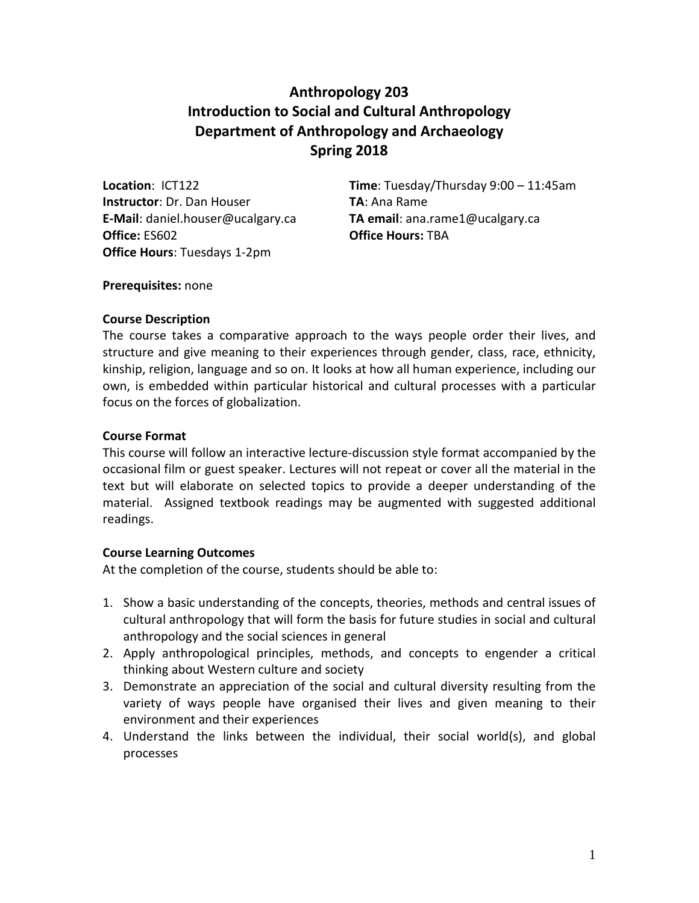# Anthropology 203
# Introduction to Social and Cultural Anthropology
# Department of Anthropology and Archaeology
# Spring 2018

**Location**: ICT122
**Instructor**: Dr. Dan Houser
**E-Mail**: daniel.houser@ucalgary.ca
**Office:** ES602
**Office Hours**: Tuesdays 1-2pm

**Time**: Tuesday/Thursday 9:00 – 11:45am
**TA**: Ana Rame
**TA email**: ana.rame1@ucalgary.ca
**Office Hours:** TBA

**Prerequisites:** none

**Course Description**

The course takes a comparative approach to the ways people order their lives, and structure and give meaning to their experiences through gender, class, race, ethnicity, kinship, religion, language and so on. It looks at how all human experience, including our own, is embedded within particular historical and cultural processes with a particular focus on the forces of globalization.

**Course Format**

This course will follow an interactive lecture-discussion style format accompanied by the occasional film or guest speaker. Lectures will not repeat or cover all the material in the text but will elaborate on selected topics to provide a deeper understanding of the material. Assigned textbook readings may be augmented with suggested additional readings.

**Course Learning Outcomes**

At the completion of the course, students should be able to:

1. Show a basic understanding of the concepts, theories, methods and central issues of cultural anthropology that will form the basis for future studies in social and cultural anthropology and the social sciences in general
2. Apply anthropological principles, methods, and concepts to engender a critical thinking about Western culture and society
3. Demonstrate an appreciation of the social and cultural diversity resulting from the variety of ways people have organised their lives and given meaning to their environment and their experiences
4. Understand the links between the individual, their social world(s), and global processes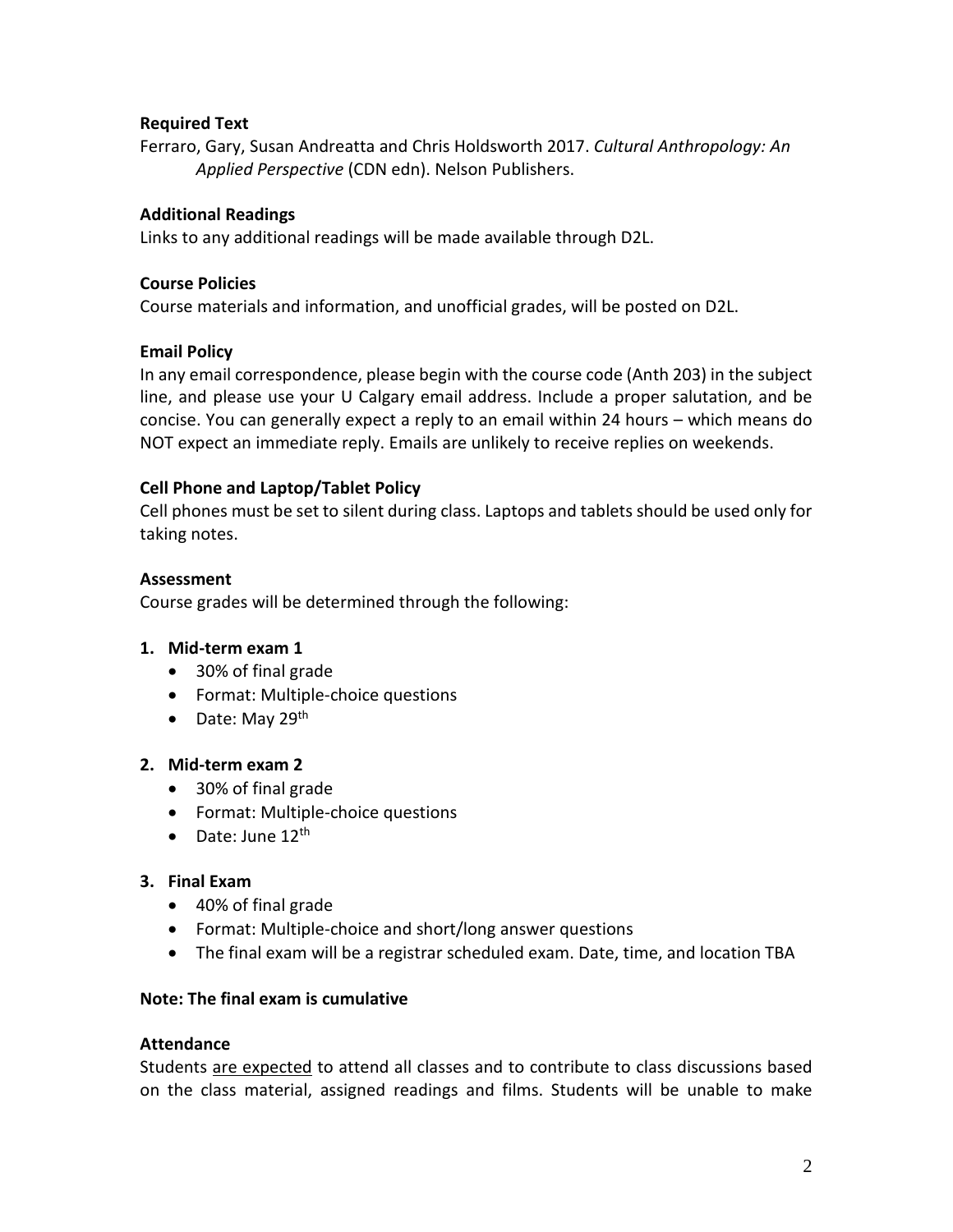**Required Text**

Ferraro, Gary, Susan Andreatta and Chris Holdsworth 2017. *Cultural Anthropology: An Applied Perspective* (CDN edn). Nelson Publishers.

**Additional Readings**

Links to any additional readings will be made available through D2L.

**Course Policies**

Course materials and information, and unofficial grades, will be posted on D2L.

**Email Policy**

In any email correspondence, please begin with the course code (Anth 203) in the subject line, and please use your U Calgary email address. Include a proper salutation, and be concise. You can generally expect a reply to an email within 24 hours – which means do NOT expect an immediate reply. Emails are unlikely to receive replies on weekends.

**Cell Phone and Laptop/Tablet Policy**

Cell phones must be set to silent during class. Laptops and tablets should be used only for taking notes.

**Assessment**

Course grades will be determined through the following:

1. **Mid-term exam 1**
   - 30% of final grade
   - Format: Multiple-choice questions
   - Date: May 29th

2. **Mid-term exam 2**
   - 30% of final grade
   - Format: Multiple-choice questions
   - Date: June 12th

3. **Final Exam**
   - 40% of final grade
   - Format: Multiple-choice and short/long answer questions
   - The final exam will be a registrar scheduled exam. Date, time, and location TBA

**Note: The final exam is cumulative**

**Attendance**

Students <u>are expected</u> to attend all classes and to contribute to class discussions based on the class material, assigned readings and films. Students will be unable to make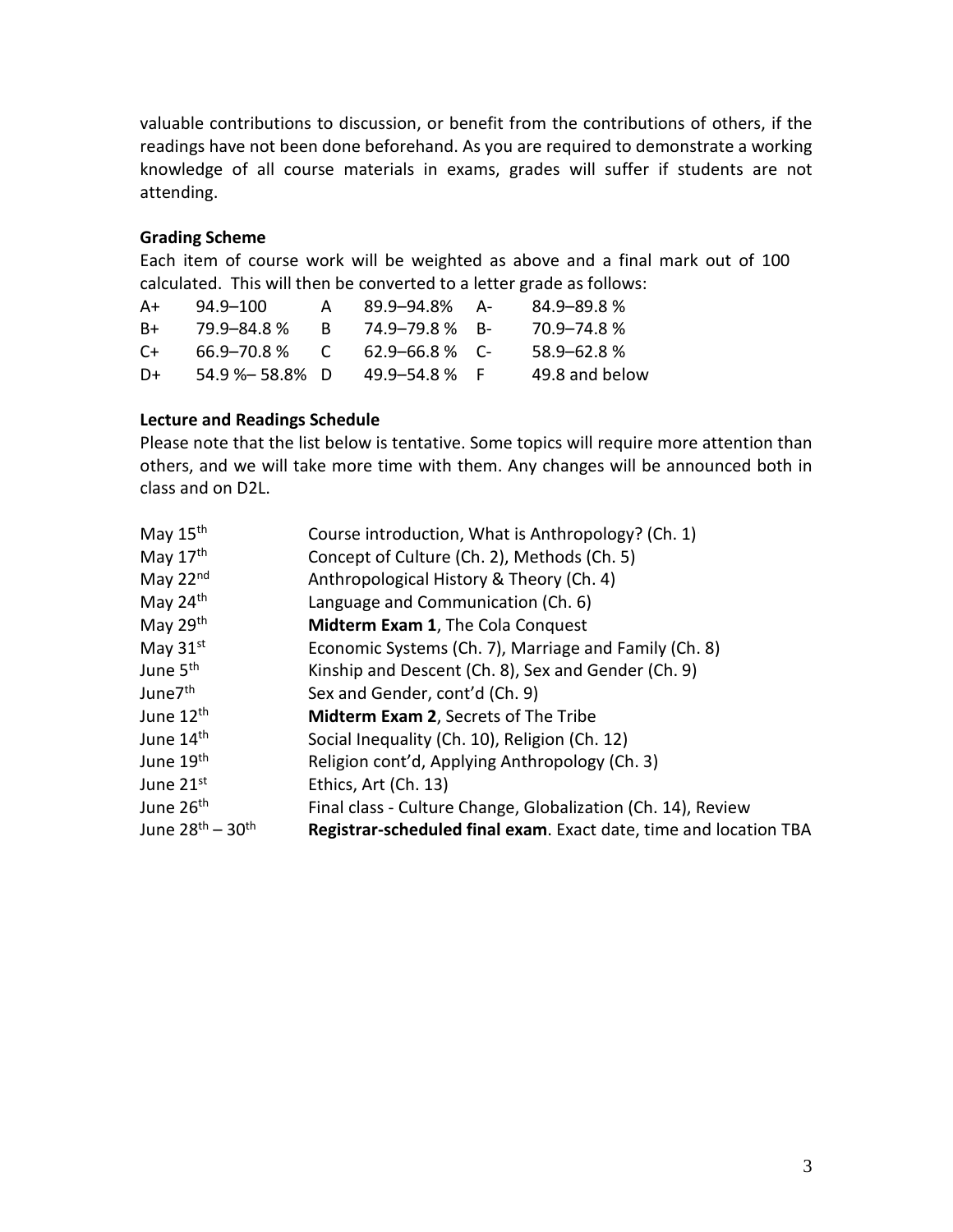valuable contributions to discussion, or benefit from the contributions of others, if the readings have not been done beforehand. As you are required to demonstrate a working knowledge of all course materials in exams, grades will suffer if students are not attending.

**Grading Scheme**

Each item of course work will be weighted as above and a final mark out of 100 calculated. This will then be converted to a letter grade as follows:

| | | | | | |
|---|---|---|---|---|---|
| A+ | 94.9–100 | A | 89.9–94.8% | A- | 84.9–89.8 % |
| B+ | 79.9–84.8 % | B | 74.9–79.8 % | B- | 70.9–74.8 % |
| C+ | 66.9–70.8 % | C | 62.9–66.8 % | C- | 58.9–62.8 % |
| D+ | 54.9 %– 58.8% | D | 49.9–54.8 % | F | 49.8 and below |

**Lecture and Readings Schedule**

Please note that the list below is tentative. Some topics will require more attention than others, and we will take more time with them. Any changes will be announced both in class and on D2L.

| | |
|---|---|
| May 15th | Course introduction, What is Anthropology? (Ch. 1) |
| May 17th | Concept of Culture (Ch. 2), Methods (Ch. 5) |
| May 22nd | Anthropological History & Theory (Ch. 4) |
| May 24th | Language and Communication (Ch. 6) |
| May 29th | **Midterm Exam 1**, The Cola Conquest |
| May 31st | Economic Systems (Ch. 7), Marriage and Family (Ch. 8) |
| June 5th | Kinship and Descent (Ch. 8), Sex and Gender (Ch. 9) |
| June7th | Sex and Gender, cont'd (Ch. 9) |
| June 12th | **Midterm Exam 2**, Secrets of The Tribe |
| June 14th | Social Inequality (Ch. 10), Religion (Ch. 12) |
| June 19th | Religion cont'd, Applying Anthropology (Ch. 3) |
| June 21st | Ethics, Art (Ch. 13) |
| June 26th | Final class - Culture Change, Globalization (Ch. 14), Review |
| June 28th – 30th | **Registrar-scheduled final exam**. Exact date, time and location TBA |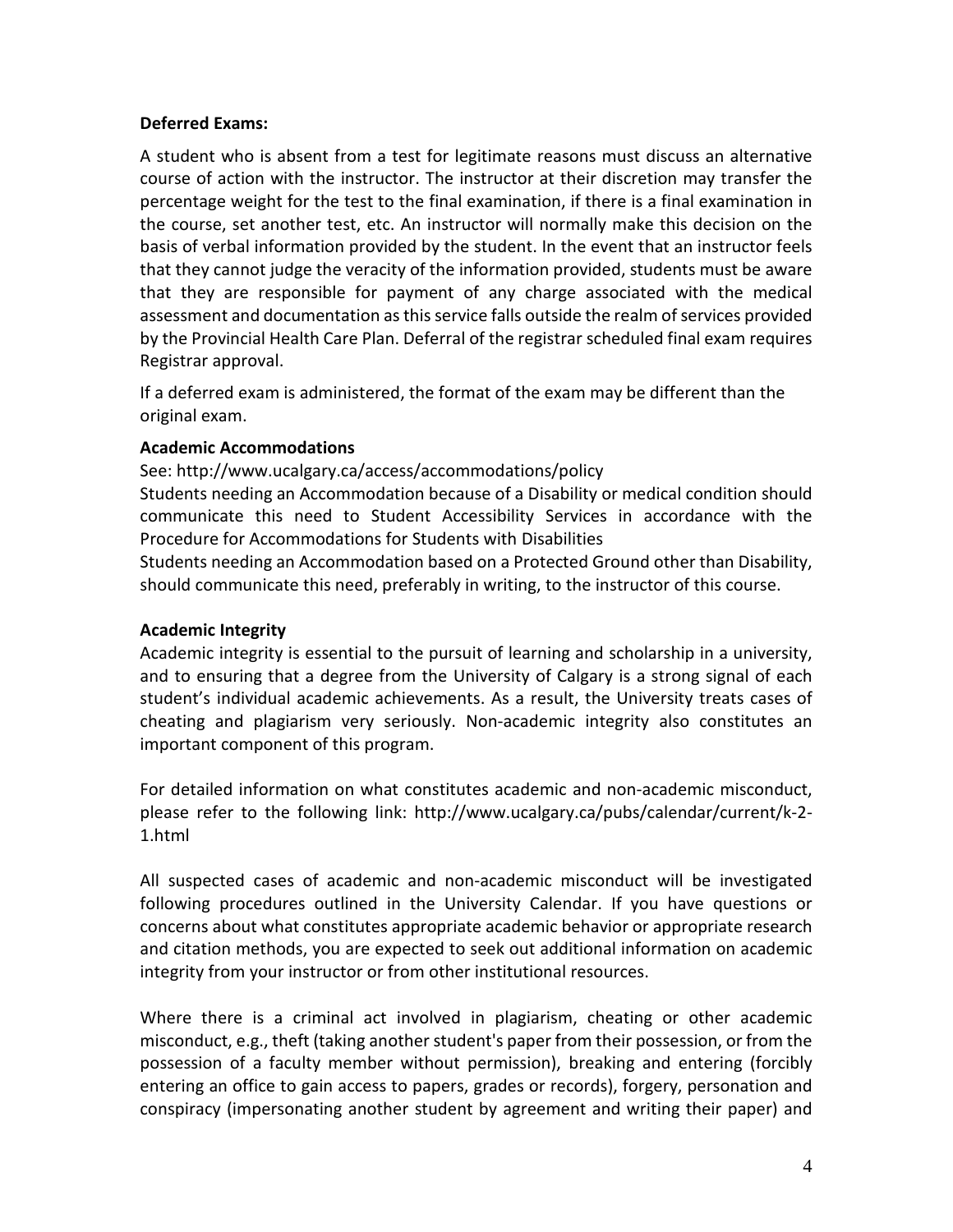**Deferred Exams:**

A student who is absent from a test for legitimate reasons must discuss an alternative course of action with the instructor. The instructor at their discretion may transfer the percentage weight for the test to the final examination, if there is a final examination in the course, set another test, etc. An instructor will normally make this decision on the basis of verbal information provided by the student. In the event that an instructor feels that they cannot judge the veracity of the information provided, students must be aware that they are responsible for payment of any charge associated with the medical assessment and documentation as this service falls outside the realm of services provided by the Provincial Health Care Plan. Deferral of the registrar scheduled final exam requires Registrar approval.

If a deferred exam is administered, the format of the exam may be different than the original exam.

**Academic Accommodations**

See: http://www.ucalgary.ca/access/accommodations/policy

Students needing an Accommodation because of a Disability or medical condition should communicate this need to Student Accessibility Services in accordance with the Procedure for Accommodations for Students with Disabilities

Students needing an Accommodation based on a Protected Ground other than Disability, should communicate this need, preferably in writing, to the instructor of this course.

**Academic Integrity**

Academic integrity is essential to the pursuit of learning and scholarship in a university, and to ensuring that a degree from the University of Calgary is a strong signal of each student's individual academic achievements. As a result, the University treats cases of cheating and plagiarism very seriously. Non-academic integrity also constitutes an important component of this program.

For detailed information on what constitutes academic and non-academic misconduct, please refer to the following link: http://www.ucalgary.ca/pubs/calendar/current/k-2-1.html

All suspected cases of academic and non-academic misconduct will be investigated following procedures outlined in the University Calendar. If you have questions or concerns about what constitutes appropriate academic behavior or appropriate research and citation methods, you are expected to seek out additional information on academic integrity from your instructor or from other institutional resources.

Where there is a criminal act involved in plagiarism, cheating or other academic misconduct, e.g., theft (taking another student's paper from their possession, or from the possession of a faculty member without permission), breaking and entering (forcibly entering an office to gain access to papers, grades or records), forgery, personation and conspiracy (impersonating another student by agreement and writing their paper) and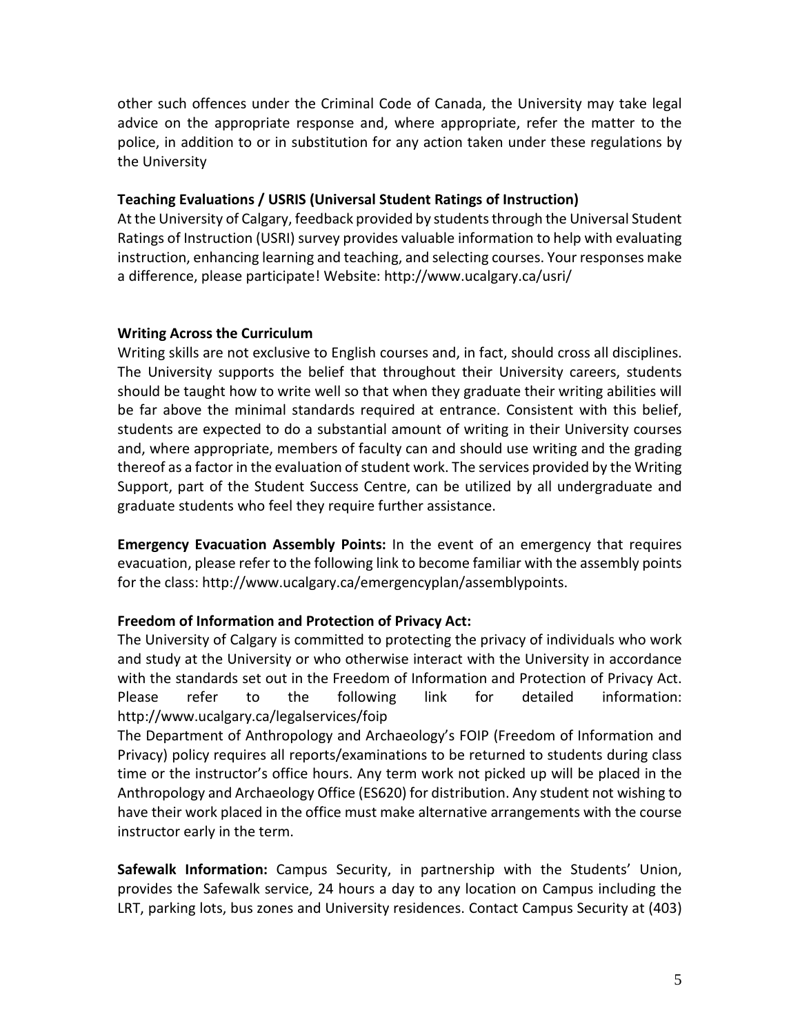other such offences under the Criminal Code of Canada, the University may take legal advice on the appropriate response and, where appropriate, refer the matter to the police, in addition to or in substitution for any action taken under these regulations by the University

**Teaching Evaluations / USRIS (Universal Student Ratings of Instruction)**

At the University of Calgary, feedback provided by students through the Universal Student Ratings of Instruction (USRI) survey provides valuable information to help with evaluating instruction, enhancing learning and teaching, and selecting courses. Your responses make a difference, please participate! Website: http://www.ucalgary.ca/usri/

**Writing Across the Curriculum**

Writing skills are not exclusive to English courses and, in fact, should cross all disciplines. The University supports the belief that throughout their University careers, students should be taught how to write well so that when they graduate their writing abilities will be far above the minimal standards required at entrance. Consistent with this belief, students are expected to do a substantial amount of writing in their University courses and, where appropriate, members of faculty can and should use writing and the grading thereof as a factor in the evaluation of student work. The services provided by the Writing Support, part of the Student Success Centre, can be utilized by all undergraduate and graduate students who feel they require further assistance.

**Emergency Evacuation Assembly Points:** In the event of an emergency that requires evacuation, please refer to the following link to become familiar with the assembly points for the class: http://www.ucalgary.ca/emergencyplan/assemblypoints.

**Freedom of Information and Protection of Privacy Act:**

The University of Calgary is committed to protecting the privacy of individuals who work and study at the University or who otherwise interact with the University in accordance with the standards set out in the Freedom of Information and Protection of Privacy Act. Please refer to the following link for detailed information: http://www.ucalgary.ca/legalservices/foip

The Department of Anthropology and Archaeology's FOIP (Freedom of Information and Privacy) policy requires all reports/examinations to be returned to students during class time or the instructor's office hours. Any term work not picked up will be placed in the Anthropology and Archaeology Office (ES620) for distribution. Any student not wishing to have their work placed in the office must make alternative arrangements with the course instructor early in the term.

**Safewalk Information:** Campus Security, in partnership with the Students' Union, provides the Safewalk service, 24 hours a day to any location on Campus including the LRT, parking lots, bus zones and University residences. Contact Campus Security at (403)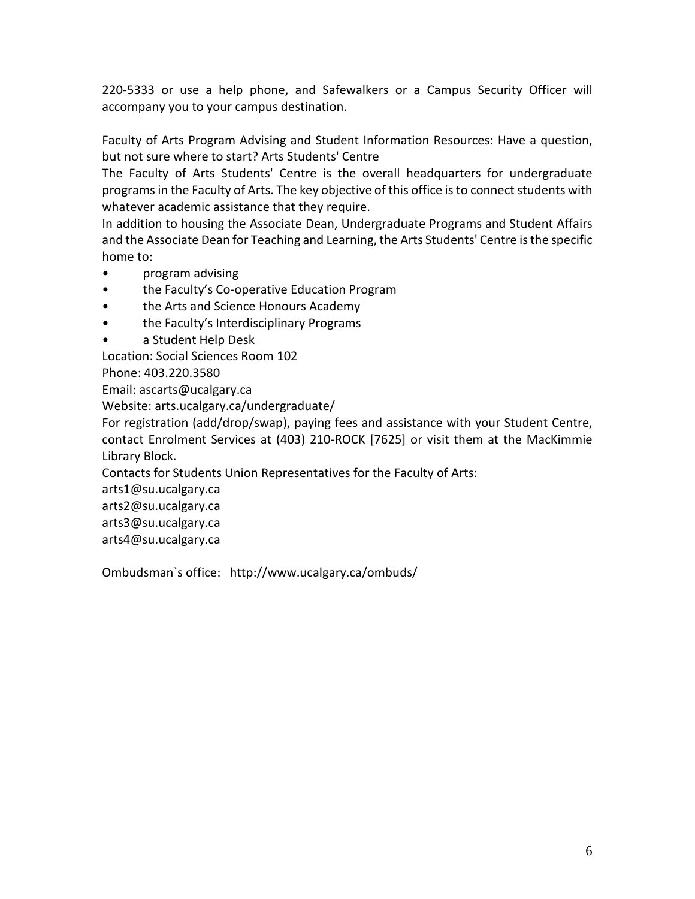220-5333 or use a help phone, and Safewalkers or a Campus Security Officer will accompany you to your campus destination.

Faculty of Arts Program Advising and Student Information Resources: Have a question, but not sure where to start? Arts Students' Centre

The Faculty of Arts Students' Centre is the overall headquarters for undergraduate programs in the Faculty of Arts. The key objective of this office is to connect students with whatever academic assistance that they require.

In addition to housing the Associate Dean, Undergraduate Programs and Student Affairs and the Associate Dean for Teaching and Learning, the Arts Students' Centre is the specific home to:

- program advising
- the Faculty's Co-operative Education Program
- the Arts and Science Honours Academy
- the Faculty's Interdisciplinary Programs
- a Student Help Desk

Location: Social Sciences Room 102

Phone: 403.220.3580

Email: ascarts@ucalgary.ca

Website: arts.ucalgary.ca/undergraduate/

For registration (add/drop/swap), paying fees and assistance with your Student Centre, contact Enrolment Services at (403) 210-ROCK [7625] or visit them at the MacKimmie Library Block.

Contacts for Students Union Representatives for the Faculty of Arts:

arts1@su.ucalgary.ca

arts2@su.ucalgary.ca

arts3@su.ucalgary.ca

arts4@su.ucalgary.ca

Ombudsman`s office: http://www.ucalgary.ca/ombuds/